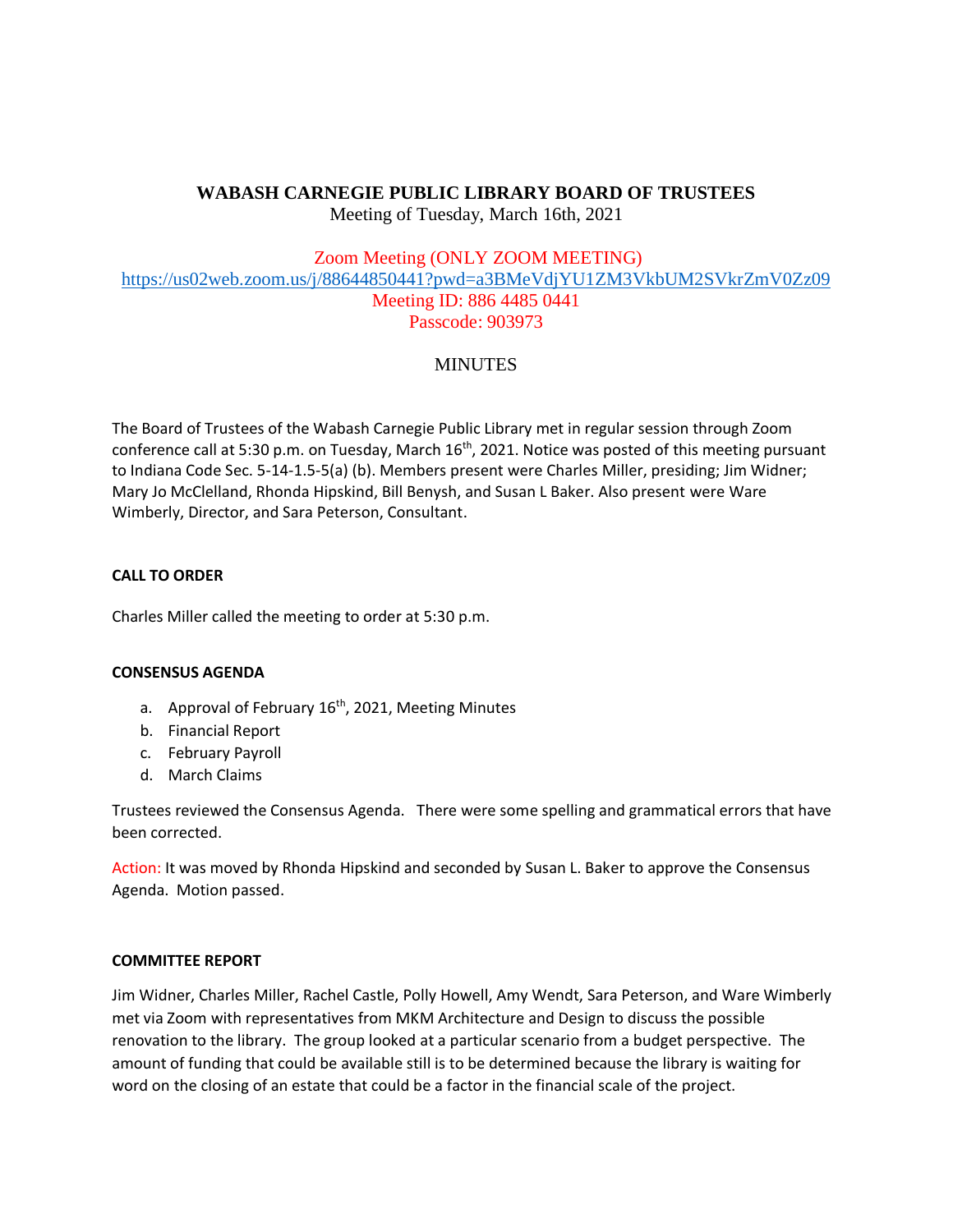# WABASH CARNEGIE PUBLIC LIBRARY BOARD OF TRUSTEES

Meeting of Tuesday, March 16th, 2021

Zoom Meeting (ONLY ZOOM MEETING)
https://us02web.zoom.us/j/88644850441?pwd=a3BMeVdjYU1ZM3VkbUM2SVkrZmV0Zz09
Meeting ID: 886 4485 0441
Passcode: 903973

## MINUTES

The Board of Trustees of the Wabash Carnegie Public Library met in regular session through Zoom conference call at 5:30 p.m. on Tuesday, March 16th, 2021. Notice was posted of this meeting pursuant to Indiana Code Sec. 5-14-1.5-5(a) (b). Members present were Charles Miller, presiding; Jim Widner; Mary Jo McClelland, Rhonda Hipskind, Bill Benysh, and Susan L Baker. Also present were Ware Wimberly, Director, and Sara Peterson, Consultant.

**CALL TO ORDER**

Charles Miller called the meeting to order at 5:30 p.m.

**CONSENSUS AGENDA**

a. Approval of February 16th, 2021, Meeting Minutes
b. Financial Report
c. February Payroll
d. March Claims

Trustees reviewed the Consensus Agenda. There were some spelling and grammatical errors that have been corrected.

Action: It was moved by Rhonda Hipskind and seconded by Susan L. Baker to approve the Consensus Agenda. Motion passed.

**COMMITTEE REPORT**

Jim Widner, Charles Miller, Rachel Castle, Polly Howell, Amy Wendt, Sara Peterson, and Ware Wimberly met via Zoom with representatives from MKM Architecture and Design to discuss the possible renovation to the library. The group looked at a particular scenario from a budget perspective. The amount of funding that could be available still is to be determined because the library is waiting for word on the closing of an estate that could be a factor in the financial scale of the project.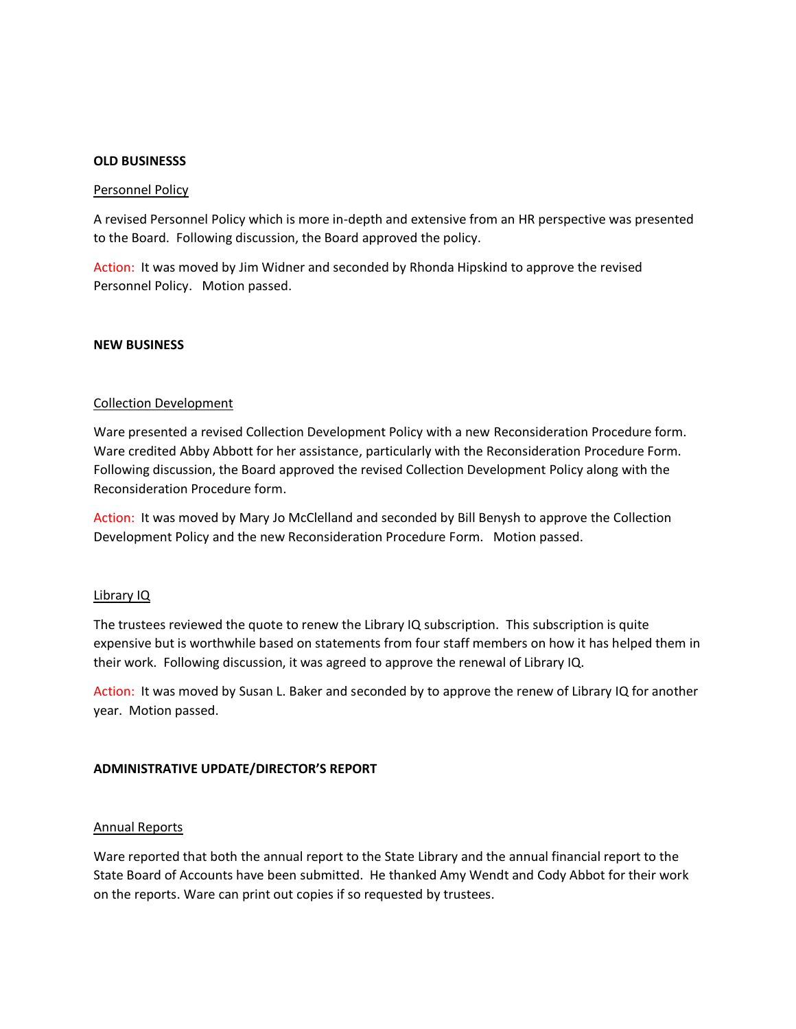**OLD BUSINESSS**

Personnel Policy

A revised Personnel Policy which is more in-depth and extensive from an HR perspective was presented to the Board. Following discussion, the Board approved the policy.

Action: It was moved by Jim Widner and seconded by Rhonda Hipskind to approve the revised Personnel Policy. Motion passed.

**NEW BUSINESS**

Collection Development

Ware presented a revised Collection Development Policy with a new Reconsideration Procedure form. Ware credited Abby Abbott for her assistance, particularly with the Reconsideration Procedure Form. Following discussion, the Board approved the revised Collection Development Policy along with the Reconsideration Procedure form.

Action: It was moved by Mary Jo McClelland and seconded by Bill Benysh to approve the Collection Development Policy and the new Reconsideration Procedure Form. Motion passed.

Library IQ

The trustees reviewed the quote to renew the Library IQ subscription. This subscription is quite expensive but is worthwhile based on statements from four staff members on how it has helped them in their work. Following discussion, it was agreed to approve the renewal of Library IQ.

Action: It was moved by Susan L. Baker and seconded by to approve the renew of Library IQ for another year. Motion passed.

**ADMINISTRATIVE UPDATE/DIRECTOR'S REPORT**

Annual Reports

Ware reported that both the annual report to the State Library and the annual financial report to the State Board of Accounts have been submitted. He thanked Amy Wendt and Cody Abbot for their work on the reports. Ware can print out copies if so requested by trustees.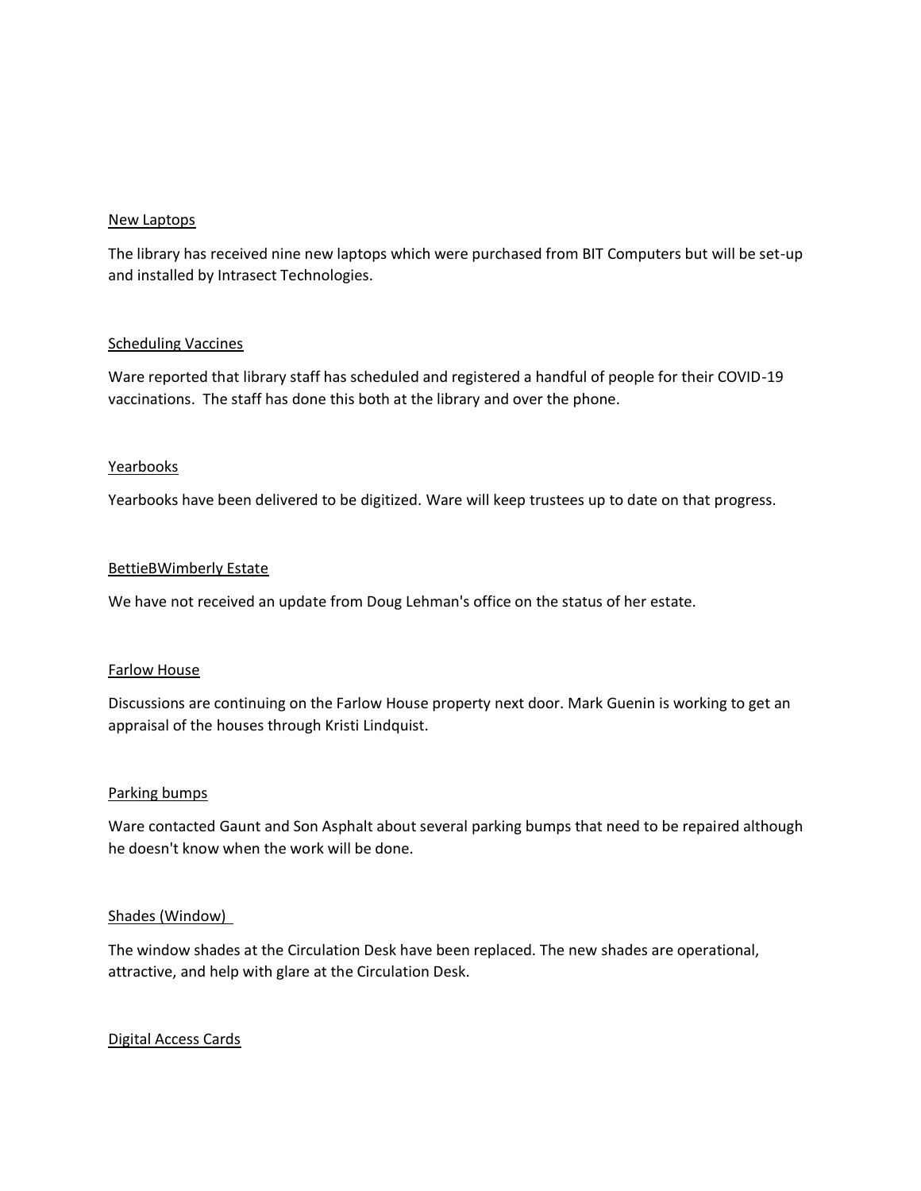New Laptops

The library has received nine new laptops which were purchased from BIT Computers but will be set-up and installed by Intrasect Technologies.

Scheduling Vaccines

Ware reported that library staff has scheduled and registered a handful of people for their COVID-19 vaccinations. The staff has done this both at the library and over the phone.

Yearbooks

Yearbooks have been delivered to be digitized. Ware will keep trustees up to date on that progress.

BettieBWimberly Estate

We have not received an update from Doug Lehman's office on the status of her estate.

Farlow House

Discussions are continuing on the Farlow House property next door. Mark Guenin is working to get an appraisal of the houses through Kristi Lindquist.

Parking bumps

Ware contacted Gaunt and Son Asphalt about several parking bumps that need to be repaired although he doesn't know when the work will be done.

Shades (Window)

The window shades at the Circulation Desk have been replaced. The new shades are operational, attractive, and help with glare at the Circulation Desk.

Digital Access Cards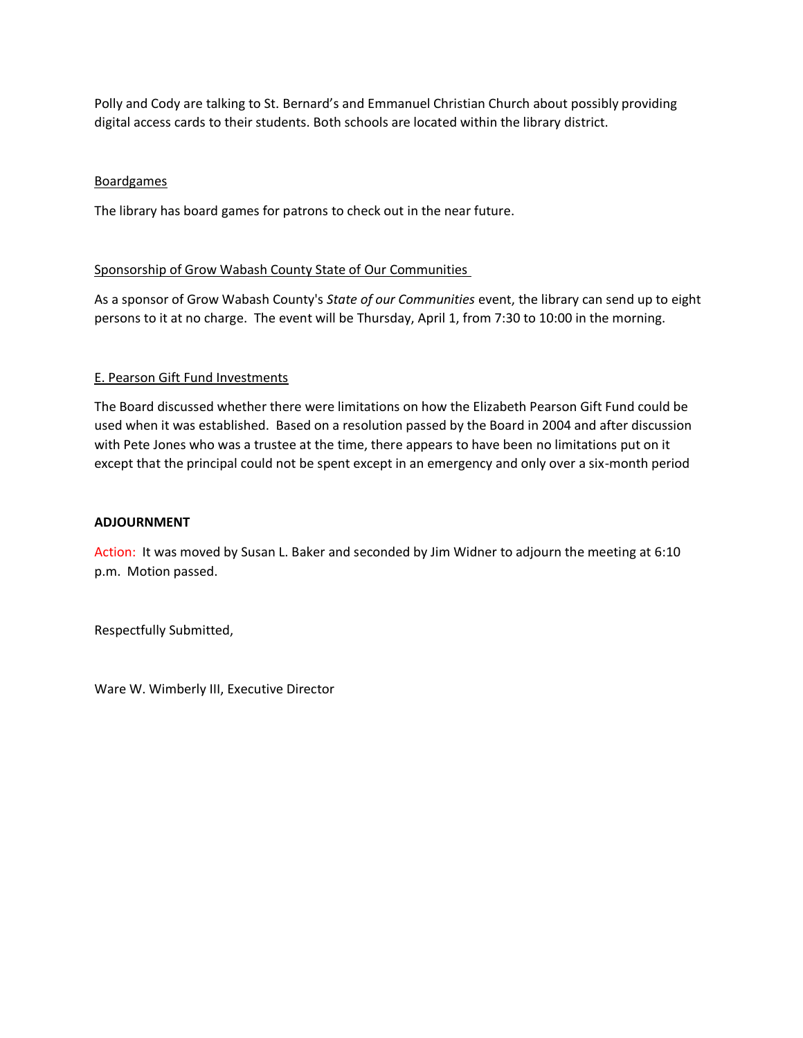Polly and Cody are talking to St. Bernard's and Emmanuel Christian Church about possibly providing digital access cards to their students. Both schools are located within the library district.

<u>Boardgames</u>

The library has board games for patrons to check out in the near future.

<u>Sponsorship of Grow Wabash County State of Our Communities</u>

As a sponsor of Grow Wabash County's *State of our Communities* event, the library can send up to eight persons to it at no charge. The event will be Thursday, April 1, from 7:30 to 10:00 in the morning.

<u>E. Pearson Gift Fund Investments</u>

The Board discussed whether there were limitations on how the Elizabeth Pearson Gift Fund could be used when it was established. Based on a resolution passed by the Board in 2004 and after discussion with Pete Jones who was a trustee at the time, there appears to have been no limitations put on it except that the principal could not be spent except in an emergency and only over a six-month period

**ADJOURNMENT**

Action: It was moved by Susan L. Baker and seconded by Jim Widner to adjourn the meeting at 6:10 p.m. Motion passed.

Respectfully Submitted,

Ware W. Wimberly III, Executive Director